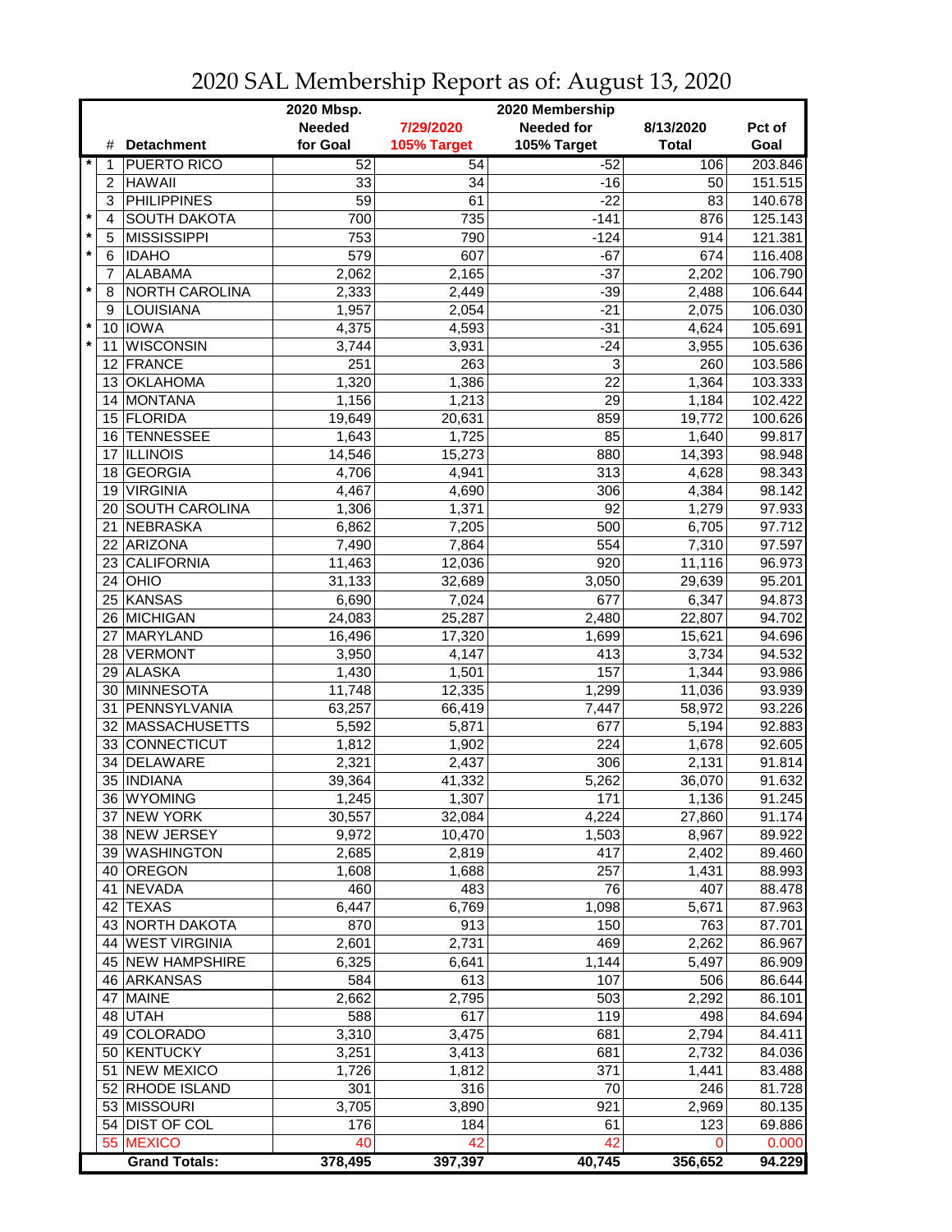# 2020 SAL Membership Report as of: August 13, 2020

| | # | Detachment | 2020 Mbsp. Needed for Goal | 7/29/2020 105% Target | 2020 Membership Needed for 105% Target | 8/13/2020 Total | Pct of Goal |
|---|---|---|---|---|---|---|---|
| * | 1 | PUERTO RICO | 52 | 54 | -52 | 106 | 203.846 |
| | 2 | HAWAII | 33 | 34 | -16 | 50 | 151.515 |
| | 3 | PHILIPPINES | 59 | 61 | -22 | 83 | 140.678 |
| * | 4 | SOUTH DAKOTA | 700 | 735 | -141 | 876 | 125.143 |
| * | 5 | MISSISSIPPI | 753 | 790 | -124 | 914 | 121.381 |
| * | 6 | IDAHO | 579 | 607 | -67 | 674 | 116.408 |
| | 7 | ALABAMA | 2,062 | 2,165 | -37 | 2,202 | 106.790 |
| * | 8 | NORTH CAROLINA | 2,333 | 2,449 | -39 | 2,488 | 106.644 |
| | 9 | LOUISIANA | 1,957 | 2,054 | -21 | 2,075 | 106.030 |
| * | 10 | IOWA | 4,375 | 4,593 | -31 | 4,624 | 105.691 |
| * | 11 | WISCONSIN | 3,744 | 3,931 | -24 | 3,955 | 105.636 |
| | 12 | FRANCE | 251 | 263 | 3 | 260 | 103.586 |
| | 13 | OKLAHOMA | 1,320 | 1,386 | 22 | 1,364 | 103.333 |
| | 14 | MONTANA | 1,156 | 1,213 | 29 | 1,184 | 102.422 |
| | 15 | FLORIDA | 19,649 | 20,631 | 859 | 19,772 | 100.626 |
| | 16 | TENNESSEE | 1,643 | 1,725 | 85 | 1,640 | 99.817 |
| | 17 | ILLINOIS | 14,546 | 15,273 | 880 | 14,393 | 98.948 |
| | 18 | GEORGIA | 4,706 | 4,941 | 313 | 4,628 | 98.343 |
| | 19 | VIRGINIA | 4,467 | 4,690 | 306 | 4,384 | 98.142 |
| | 20 | SOUTH CAROLINA | 1,306 | 1,371 | 92 | 1,279 | 97.933 |
| | 21 | NEBRASKA | 6,862 | 7,205 | 500 | 6,705 | 97.712 |
| | 22 | ARIZONA | 7,490 | 7,864 | 554 | 7,310 | 97.597 |
| | 23 | CALIFORNIA | 11,463 | 12,036 | 920 | 11,116 | 96.973 |
| | 24 | OHIO | 31,133 | 32,689 | 3,050 | 29,639 | 95.201 |
| | 25 | KANSAS | 6,690 | 7,024 | 677 | 6,347 | 94.873 |
| | 26 | MICHIGAN | 24,083 | 25,287 | 2,480 | 22,807 | 94.702 |
| | 27 | MARYLAND | 16,496 | 17,320 | 1,699 | 15,621 | 94.696 |
| | 28 | VERMONT | 3,950 | 4,147 | 413 | 3,734 | 94.532 |
| | 29 | ALASKA | 1,430 | 1,501 | 157 | 1,344 | 93.986 |
| | 30 | MINNESOTA | 11,748 | 12,335 | 1,299 | 11,036 | 93.939 |
| | 31 | PENNSYLVANIA | 63,257 | 66,419 | 7,447 | 58,972 | 93.226 |
| | 32 | MASSACHUSETTS | 5,592 | 5,871 | 677 | 5,194 | 92.883 |
| | 33 | CONNECTICUT | 1,812 | 1,902 | 224 | 1,678 | 92.605 |
| | 34 | DELAWARE | 2,321 | 2,437 | 306 | 2,131 | 91.814 |
| | 35 | INDIANA | 39,364 | 41,332 | 5,262 | 36,070 | 91.632 |
| | 36 | WYOMING | 1,245 | 1,307 | 171 | 1,136 | 91.245 |
| | 37 | NEW YORK | 30,557 | 32,084 | 4,224 | 27,860 | 91.174 |
| | 38 | NEW JERSEY | 9,972 | 10,470 | 1,503 | 8,967 | 89.922 |
| | 39 | WASHINGTON | 2,685 | 2,819 | 417 | 2,402 | 89.460 |
| | 40 | OREGON | 1,608 | 1,688 | 257 | 1,431 | 88.993 |
| | 41 | NEVADA | 460 | 483 | 76 | 407 | 88.478 |
| | 42 | TEXAS | 6,447 | 6,769 | 1,098 | 5,671 | 87.963 |
| | 43 | NORTH DAKOTA | 870 | 913 | 150 | 763 | 87.701 |
| | 44 | WEST VIRGINIA | 2,601 | 2,731 | 469 | 2,262 | 86.967 |
| | 45 | NEW HAMPSHIRE | 6,325 | 6,641 | 1,144 | 5,497 | 86.909 |
| | 46 | ARKANSAS | 584 | 613 | 107 | 506 | 86.644 |
| | 47 | MAINE | 2,662 | 2,795 | 503 | 2,292 | 86.101 |
| | 48 | UTAH | 588 | 617 | 119 | 498 | 84.694 |
| | 49 | COLORADO | 3,310 | 3,475 | 681 | 2,794 | 84.411 |
| | 50 | KENTUCKY | 3,251 | 3,413 | 681 | 2,732 | 84.036 |
| | 51 | NEW MEXICO | 1,726 | 1,812 | 371 | 1,441 | 83.488 |
| | 52 | RHODE ISLAND | 301 | 316 | 70 | 246 | 81.728 |
| | 53 | MISSOURI | 3,705 | 3,890 | 921 | 2,969 | 80.135 |
| | 54 | DIST OF COL | 176 | 184 | 61 | 123 | 69.886 |
| | 55 | MEXICO | 40 | 42 | 42 | 0 | 0.000 |
| | | **Grand Totals:** | **378,495** | **397,397** | **40,745** | **356,652** | **94.229** |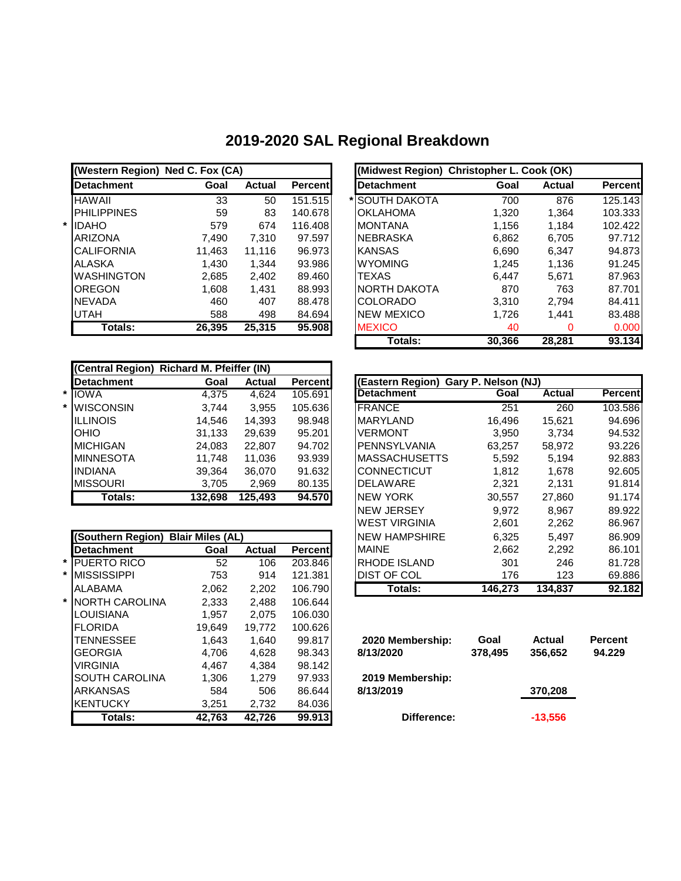# 2019-2020 SAL Regional Breakdown

| | (Western Region) Ned C. Fox (CA) | | | |
|---|---|---|---|---|
| | **Detachment** | **Goal** | **Actual** | **Percent** |
| | HAWAII | 33 | 50 | 151.515 |
| | PHILIPPINES | 59 | 83 | 140.678 |
| * | IDAHO | 579 | 674 | 116.408 |
| | ARIZONA | 7,490 | 7,310 | 97.597 |
| | CALIFORNIA | 11,463 | 11,116 | 96.973 |
| | ALASKA | 1,430 | 1,344 | 93.986 |
| | WASHINGTON | 2,685 | 2,402 | 89.460 |
| | OREGON | 1,608 | 1,431 | 88.993 |
| | NEVADA | 460 | 407 | 88.478 |
| | UTAH | 588 | 498 | 84.694 |
| | **Totals:** | **26,395** | **25,315** | **95.908** |

| | (Midwest Region) Christopher L. Cook (OK) | | | |
|---|---|---|---|---|
| | **Detachment** | **Goal** | **Actual** | **Percent** |
| * | SOUTH DAKOTA | 700 | 876 | 125.143 |
| | OKLAHOMA | 1,320 | 1,364 | 103.333 |
| | MONTANA | 1,156 | 1,184 | 102.422 |
| | NEBRASKA | 6,862 | 6,705 | 97.712 |
| | KANSAS | 6,690 | 6,347 | 94.873 |
| | WYOMING | 1,245 | 1,136 | 91.245 |
| | TEXAS | 6,447 | 5,671 | 87.963 |
| | NORTH DAKOTA | 870 | 763 | 87.701 |
| | COLORADO | 3,310 | 2,794 | 84.411 |
| | NEW MEXICO | 1,726 | 1,441 | 83.488 |
| | MEXICO | 40 | 0 | 0.000 |
| | **Totals:** | **30,366** | **28,281** | **93.134** |

| | (Central Region) Richard M. Pfeiffer (IN) | | | |
|---|---|---|---|---|
| | **Detachment** | **Goal** | **Actual** | **Percent** |
| * | IOWA | 4,375 | 4,624 | 105.691 |
| * | WISCONSIN | 3,744 | 3,955 | 105.636 |
| | ILLINOIS | 14,546 | 14,393 | 98.948 |
| | OHIO | 31,133 | 29,639 | 95.201 |
| | MICHIGAN | 24,083 | 22,807 | 94.702 |
| | MINNESOTA | 11,748 | 11,036 | 93.939 |
| | INDIANA | 39,364 | 36,070 | 91.632 |
| | MISSOURI | 3,705 | 2,969 | 80.135 |
| | **Totals:** | **132,698** | **125,493** | **94.570** |

| | (Eastern Region) Gary P. Nelson (NJ) | | | |
|---|---|---|---|---|
| | **Detachment** | **Goal** | **Actual** | **Percent** |
| | FRANCE | 251 | 260 | 103.586 |
| | MARYLAND | 16,496 | 15,621 | 94.696 |
| | VERMONT | 3,950 | 3,734 | 94.532 |
| | PENNSYLVANIA | 63,257 | 58,972 | 93.226 |
| | MASSACHUSETTS | 5,592 | 5,194 | 92.883 |
| | CONNECTICUT | 1,812 | 1,678 | 92.605 |
| | DELAWARE | 2,321 | 2,131 | 91.814 |
| | NEW YORK | 30,557 | 27,860 | 91.174 |
| | NEW JERSEY | 9,972 | 8,967 | 89.922 |
| | WEST VIRGINIA | 2,601 | 2,262 | 86.967 |
| | NEW HAMPSHIRE | 6,325 | 5,497 | 86.909 |
| | MAINE | 2,662 | 2,292 | 86.101 |
| | RHODE ISLAND | 301 | 246 | 81.728 |
| | DIST OF COL | 176 | 123 | 69.886 |
| | **Totals:** | **146,273** | **134,837** | **92.182** |

| | (Southern Region) Blair Miles (AL) | | | |
|---|---|---|---|---|
| | **Detachment** | **Goal** | **Actual** | **Percent** |
| * | PUERTO RICO | 52 | 106 | 203.846 |
| * | MISSISSIPPI | 753 | 914 | 121.381 |
| | ALABAMA | 2,062 | 2,202 | 106.790 |
| * | NORTH CAROLINA | 2,333 | 2,488 | 106.644 |
| | LOUISIANA | 1,957 | 2,075 | 106.030 |
| | FLORIDA | 19,649 | 19,772 | 100.626 |
| | TENNESSEE | 1,643 | 1,640 | 99.817 |
| | GEORGIA | 4,706 | 4,628 | 98.343 |
| | VIRGINIA | 4,467 | 4,384 | 98.142 |
| | SOUTH CAROLINA | 1,306 | 1,279 | 97.933 |
| | ARKANSAS | 584 | 506 | 86.644 |
| | KENTUCKY | 3,251 | 2,732 | 84.036 |
| | **Totals:** | **42,763** | **42,726** | **99.913** |

| | **Goal** | **Actual** | **Percent** |
|---|---|---|---|
| **2020 Membership:** 8/13/2020 | **378,495** | **356,652** | **94.229** |
| **2019 Membership:** 8/13/2019 | | **370,208** | |
| **Difference:** | | **-13,556** | |